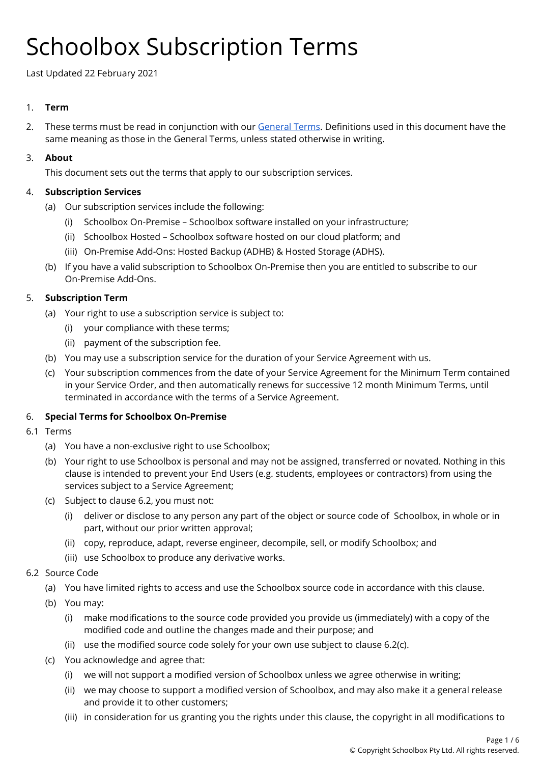# Schoolbox Subscription Terms

Last Updated 22 February 2021

1. **Term**

2. These terms must be read in conjunction with our [General Terms](). Definitions used in this document have the same meaning as those in the General Terms, unless stated otherwise in writing.

3. **About**

   This document sets out the terms that apply to our subscription services.

4. **Subscription Services**

   (a) Our subscription services include the following:

   (i) Schoolbox On-Premise – Schoolbox software installed on your infrastructure;

   (ii) Schoolbox Hosted – Schoolbox software hosted on our cloud platform; and

   (iii) On-Premise Add-Ons: Hosted Backup (ADHB) & Hosted Storage (ADHS).

   (b) If you have a valid subscription to Schoolbox On-Premise then you are entitled to subscribe to our On-Premise Add-Ons.

5. **Subscription Term**

   (a) Your right to use a subscription service is subject to:

   (i) your compliance with these terms;

   (ii) payment of the subscription fee.

   (b) You may use a subscription service for the duration of your Service Agreement with us.

   (c) Your subscription commences from the date of your Service Agreement for the Minimum Term contained in your Service Order, and then automatically renews for successive 12 month Minimum Terms, until terminated in accordance with the terms of a Service Agreement.

6. **Special Terms for Schoolbox On-Premise**

6.1 Terms

   (a) You have a non-exclusive right to use Schoolbox;

   (b) Your right to use Schoolbox is personal and may not be assigned, transferred or novated. Nothing in this clause is intended to prevent your End Users (e.g. students, employees or contractors) from using the services subject to a Service Agreement;

   (c) Subject to clause 6.2, you must not:

   (i) deliver or disclose to any person any part of the object or source code of Schoolbox, in whole or in part, without our prior written approval;

   (ii) copy, reproduce, adapt, reverse engineer, decompile, sell, or modify Schoolbox; and

   (iii) use Schoolbox to produce any derivative works.

6.2 Source Code

   (a) You have limited rights to access and use the Schoolbox source code in accordance with this clause.

   (b) You may:

   (i) make modifications to the source code provided you provide us (immediately) with a copy of the modified code and outline the changes made and their purpose; and

   (ii) use the modified source code solely for your own use subject to clause 6.2(c).

   (c) You acknowledge and agree that:

   (i) we will not support a modified version of Schoolbox unless we agree otherwise in writing;

   (ii) we may choose to support a modified version of Schoolbox, and may also make it a general release and provide it to other customers;

   (iii) in consideration for us granting you the rights under this clause, the copyright in all modifications to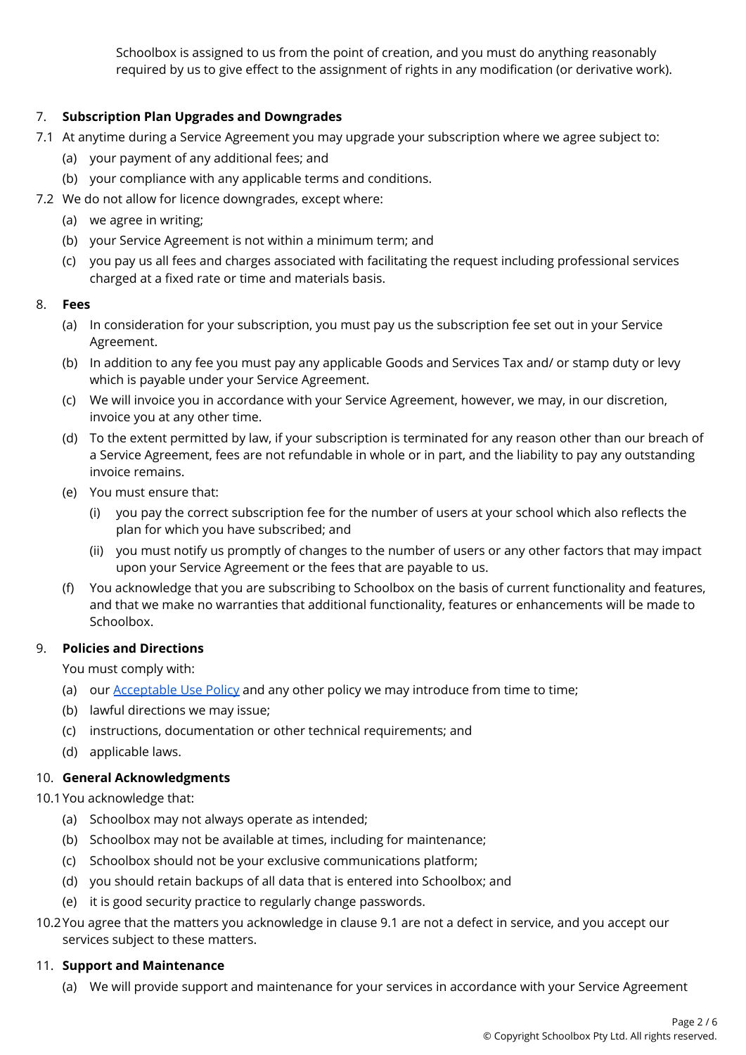Schoolbox is assigned to us from the point of creation, and you must do anything reasonably required by us to give effect to the assignment of rights in any modification (or derivative work).

7. **Subscription Plan Upgrades and Downgrades**

7.1 At anytime during a Service Agreement you may upgrade your subscription where we agree subject to:

   (a) your payment of any additional fees; and

   (b) your compliance with any applicable terms and conditions.

7.2 We do not allow for licence downgrades, except where:

   (a) we agree in writing;

   (b) your Service Agreement is not within a minimum term; and

   (c) you pay us all fees and charges associated with facilitating the request including professional services charged at a fixed rate or time and materials basis.

8. **Fees**

   (a) In consideration for your subscription, you must pay us the subscription fee set out in your Service Agreement.

   (b) In addition to any fee you must pay any applicable Goods and Services Tax and/ or stamp duty or levy which is payable under your Service Agreement.

   (c) We will invoice you in accordance with your Service Agreement, however, we may, in our discretion, invoice you at any other time.

   (d) To the extent permitted by law, if your subscription is terminated for any reason other than our breach of a Service Agreement, fees are not refundable in whole or in part, and the liability to pay any outstanding invoice remains.

   (e) You must ensure that:

      (i) you pay the correct subscription fee for the number of users at your school which also reflects the plan for which you have subscribed; and

      (ii) you must notify us promptly of changes to the number of users or any other factors that may impact upon your Service Agreement or the fees that are payable to us.

   (f) You acknowledge that you are subscribing to Schoolbox on the basis of current functionality and features, and that we make no warranties that additional functionality, features or enhancements will be made to Schoolbox.

9. **Policies and Directions**

   You must comply with:

   (a) our Acceptable Use Policy and any other policy we may introduce from time to time;

   (b) lawful directions we may issue;

   (c) instructions, documentation or other technical requirements; and

   (d) applicable laws.

10. **General Acknowledgments**

10.1 You acknowledge that:

   (a) Schoolbox may not always operate as intended;

   (b) Schoolbox may not be available at times, including for maintenance;

   (c) Schoolbox should not be your exclusive communications platform;

   (d) you should retain backups of all data that is entered into Schoolbox; and

   (e) it is good security practice to regularly change passwords.

10.2 You agree that the matters you acknowledge in clause 9.1 are not a defect in service, and you accept our services subject to these matters.

11. **Support and Maintenance**

   (a) We will provide support and maintenance for your services in accordance with your Service Agreement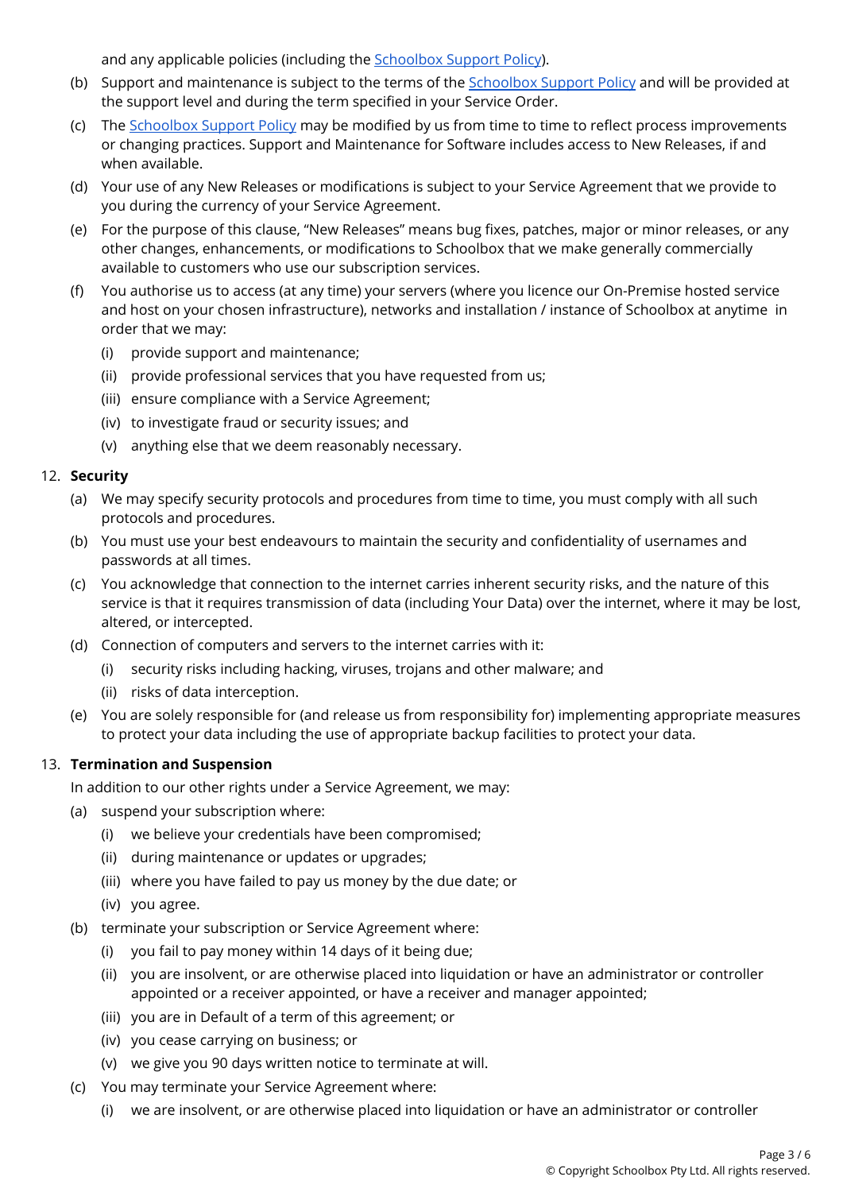and any applicable policies (including the [Schoolbox Support Policy]).

(b) Support and maintenance is subject to the terms of the [Schoolbox Support Policy] and will be provided at the support level and during the term specified in your Service Order.

(c) The [Schoolbox Support Policy] may be modified by us from time to time to reflect process improvements or changing practices. Support and Maintenance for Software includes access to New Releases, if and when available.

(d) Your use of any New Releases or modifications is subject to your Service Agreement that we provide to you during the currency of your Service Agreement.

(e) For the purpose of this clause, "New Releases" means bug fixes, patches, major or minor releases, or any other changes, enhancements, or modifications to Schoolbox that we make generally commercially available to customers who use our subscription services.

(f) You authorise us to access (at any time) your servers (where you licence our On-Premise hosted service and host on your chosen infrastructure), networks and installation / instance of Schoolbox at anytime in order that we may:

   (i) provide support and maintenance;

   (ii) provide professional services that you have requested from us;

   (iii) ensure compliance with a Service Agreement;

   (iv) to investigate fraud or security issues; and

   (v) anything else that we deem reasonably necessary.

12. **Security**

(a) We may specify security protocols and procedures from time to time, you must comply with all such protocols and procedures.

(b) You must use your best endeavours to maintain the security and confidentiality of usernames and passwords at all times.

(c) You acknowledge that connection to the internet carries inherent security risks, and the nature of this service is that it requires transmission of data (including Your Data) over the internet, where it may be lost, altered, or intercepted.

(d) Connection of computers and servers to the internet carries with it:

   (i) security risks including hacking, viruses, trojans and other malware; and

   (ii) risks of data interception.

(e) You are solely responsible for (and release us from responsibility for) implementing appropriate measures to protect your data including the use of appropriate backup facilities to protect your data.

13. **Termination and Suspension**

In addition to our other rights under a Service Agreement, we may:

(a) suspend your subscription where:

   (i) we believe your credentials have been compromised;

   (ii) during maintenance or updates or upgrades;

   (iii) where you have failed to pay us money by the due date; or

   (iv) you agree.

(b) terminate your subscription or Service Agreement where:

   (i) you fail to pay money within 14 days of it being due;

   (ii) you are insolvent, or are otherwise placed into liquidation or have an administrator or controller appointed or a receiver appointed, or have a receiver and manager appointed;

   (iii) you are in Default of a term of this agreement; or

   (iv) you cease carrying on business; or

   (v) we give you 90 days written notice to terminate at will.

(c) You may terminate your Service Agreement where:

   (i) we are insolvent, or are otherwise placed into liquidation or have an administrator or controller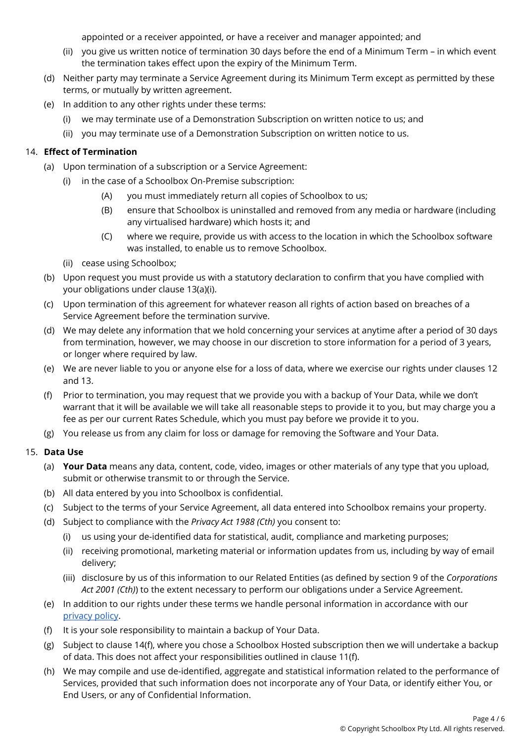appointed or a receiver appointed, or have a receiver and manager appointed; and

   (ii) you give us written notice of termination 30 days before the end of a Minimum Term – in which event the termination takes effect upon the expiry of the Minimum Term.

(d) Neither party may terminate a Service Agreement during its Minimum Term except as permitted by these terms, or mutually by written agreement.

(e) In addition to any other rights under these terms:

   (i) we may terminate use of a Demonstration Subscription on written notice to us; and

   (ii) you may terminate use of a Demonstration Subscription on written notice to us.

14. **Effect of Termination**

(a) Upon termination of a subscription or a Service Agreement:

   (i) in the case of a Schoolbox On-Premise subscription:

      (A) you must immediately return all copies of Schoolbox to us;

      (B) ensure that Schoolbox is uninstalled and removed from any media or hardware (including any virtualised hardware) which hosts it; and

      (C) where we require, provide us with access to the location in which the Schoolbox software was installed, to enable us to remove Schoolbox.

   (ii) cease using Schoolbox;

(b) Upon request you must provide us with a statutory declaration to confirm that you have complied with your obligations under clause 13(a)(i).

(c) Upon termination of this agreement for whatever reason all rights of action based on breaches of a Service Agreement before the termination survive.

(d) We may delete any information that we hold concerning your services at anytime after a period of 30 days from termination, however, we may choose in our discretion to store information for a period of 3 years, or longer where required by law.

(e) We are never liable to you or anyone else for a loss of data, where we exercise our rights under clauses 12 and 13.

(f) Prior to termination, you may request that we provide you with a backup of Your Data, while we don't warrant that it will be available we will take all reasonable steps to provide it to you, but may charge you a fee as per our current Rates Schedule, which you must pay before we provide it to you.

(g) You release us from any claim for loss or damage for removing the Software and Your Data.

15. **Data Use**

(a) **Your Data** means any data, content, code, video, images or other materials of any type that you upload, submit or otherwise transmit to or through the Service.

(b) All data entered by you into Schoolbox is confidential.

(c) Subject to the terms of your Service Agreement, all data entered into Schoolbox remains your property.

(d) Subject to compliance with the *Privacy Act 1988 (Cth)* you consent to:

   (i) us using your de-identified data for statistical, audit, compliance and marketing purposes;

   (ii) receiving promotional, marketing material or information updates from us, including by way of email delivery;

   (iii) disclosure by us of this information to our Related Entities (as defined by section 9 of the *Corporations Act 2001 (Cth)*) to the extent necessary to perform our obligations under a Service Agreement.

(e) In addition to our rights under these terms we handle personal information in accordance with our privacy policy.

(f) It is your sole responsibility to maintain a backup of Your Data.

(g) Subject to clause 14(f), where you chose a Schoolbox Hosted subscription then we will undertake a backup of data. This does not affect your responsibilities outlined in clause 11(f).

(h) We may compile and use de-identified, aggregate and statistical information related to the performance of Services, provided that such information does not incorporate any of Your Data, or identify either You, or End Users, or any of Confidential Information.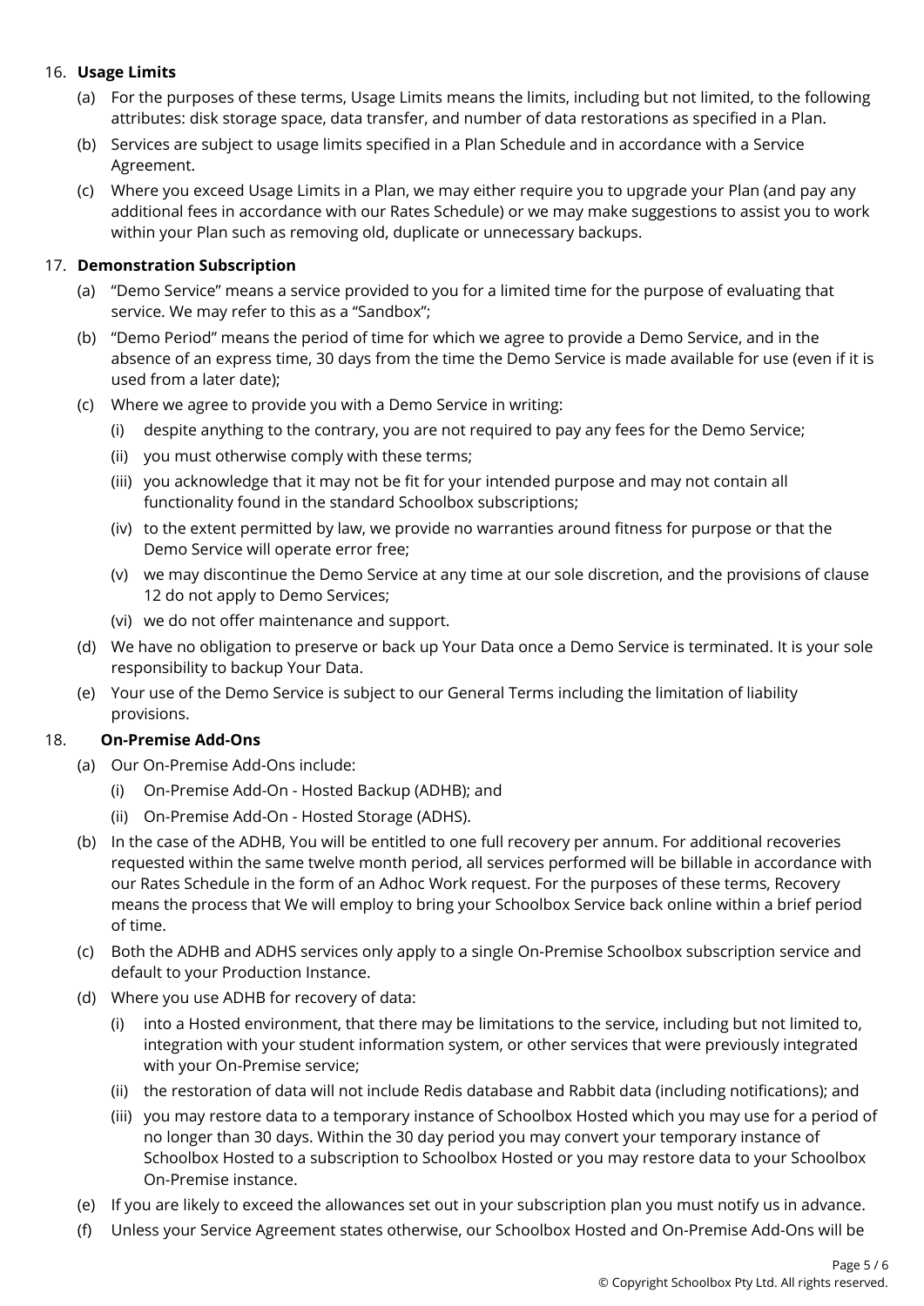16. **Usage Limits**

    (a) For the purposes of these terms, Usage Limits means the limits, including but not limited, to the following attributes: disk storage space, data transfer, and number of data restorations as specified in a Plan.

    (b) Services are subject to usage limits specified in a Plan Schedule and in accordance with a Service Agreement.

    (c) Where you exceed Usage Limits in a Plan, we may either require you to upgrade your Plan (and pay any additional fees in accordance with our Rates Schedule) or we may make suggestions to assist you to work within your Plan such as removing old, duplicate or unnecessary backups.

17. **Demonstration Subscription**

    (a) "Demo Service" means a service provided to you for a limited time for the purpose of evaluating that service. We may refer to this as a "Sandbox";

    (b) "Demo Period" means the period of time for which we agree to provide a Demo Service, and in the absence of an express time, 30 days from the time the Demo Service is made available for use (even if it is used from a later date);

    (c) Where we agree to provide you with a Demo Service in writing:

        (i) despite anything to the contrary, you are not required to pay any fees for the Demo Service;

        (ii) you must otherwise comply with these terms;

        (iii) you acknowledge that it may not be fit for your intended purpose and may not contain all functionality found in the standard Schoolbox subscriptions;

        (iv) to the extent permitted by law, we provide no warranties around fitness for purpose or that the Demo Service will operate error free;

        (v) we may discontinue the Demo Service at any time at our sole discretion, and the provisions of clause 12 do not apply to Demo Services;

        (vi) we do not offer maintenance and support.

    (d) We have no obligation to preserve or back up Your Data once a Demo Service is terminated. It is your sole responsibility to backup Your Data.

    (e) Your use of the Demo Service is subject to our General Terms including the limitation of liability provisions.

18. **On-Premise Add-Ons**

    (a) Our On-Premise Add-Ons include:

        (i) On-Premise Add-On - Hosted Backup (ADHB); and

        (ii) On-Premise Add-On - Hosted Storage (ADHS).

    (b) In the case of the ADHB, You will be entitled to one full recovery per annum. For additional recoveries requested within the same twelve month period, all services performed will be billable in accordance with our Rates Schedule in the form of an Adhoc Work request. For the purposes of these terms, Recovery means the process that We will employ to bring your Schoolbox Service back online within a brief period of time.

    (c) Both the ADHB and ADHS services only apply to a single On-Premise Schoolbox subscription service and default to your Production Instance.

    (d) Where you use ADHB for recovery of data:

        (i) into a Hosted environment, that there may be limitations to the service, including but not limited to, integration with your student information system, or other services that were previously integrated with your On-Premise service;

        (ii) the restoration of data will not include Redis database and Rabbit data (including notifications); and

        (iii) you may restore data to a temporary instance of Schoolbox Hosted which you may use for a period of no longer than 30 days. Within the 30 day period you may convert your temporary instance of Schoolbox Hosted to a subscription to Schoolbox Hosted or you may restore data to your Schoolbox On-Premise instance.

    (e) If you are likely to exceed the allowances set out in your subscription plan you must notify us in advance.

    (f) Unless your Service Agreement states otherwise, our Schoolbox Hosted and On-Premise Add-Ons will be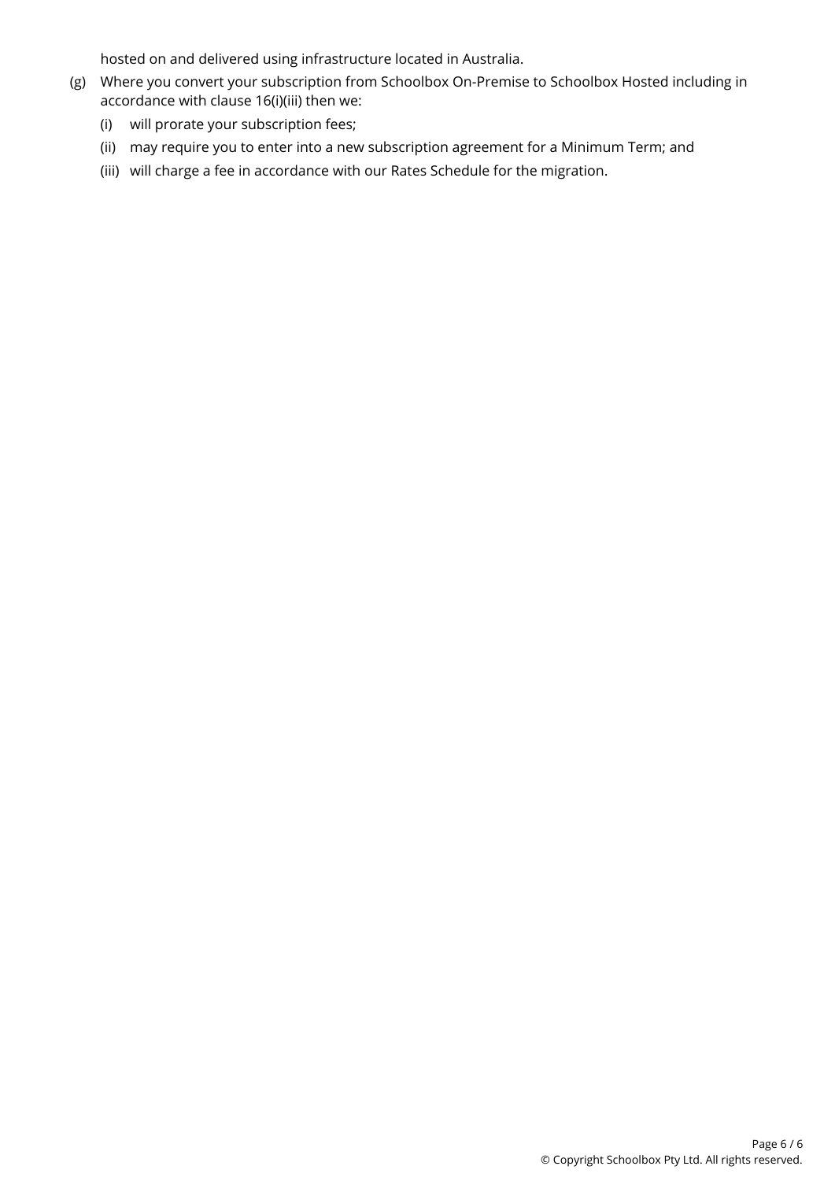hosted on and delivered using infrastructure located in Australia.

(g) Where you convert your subscription from Schoolbox On-Premise to Schoolbox Hosted including in accordance with clause 16(i)(iii) then we:

(i) will prorate your subscription fees;

(ii) may require you to enter into a new subscription agreement for a Minimum Term; and

(iii) will charge a fee in accordance with our Rates Schedule for the migration.